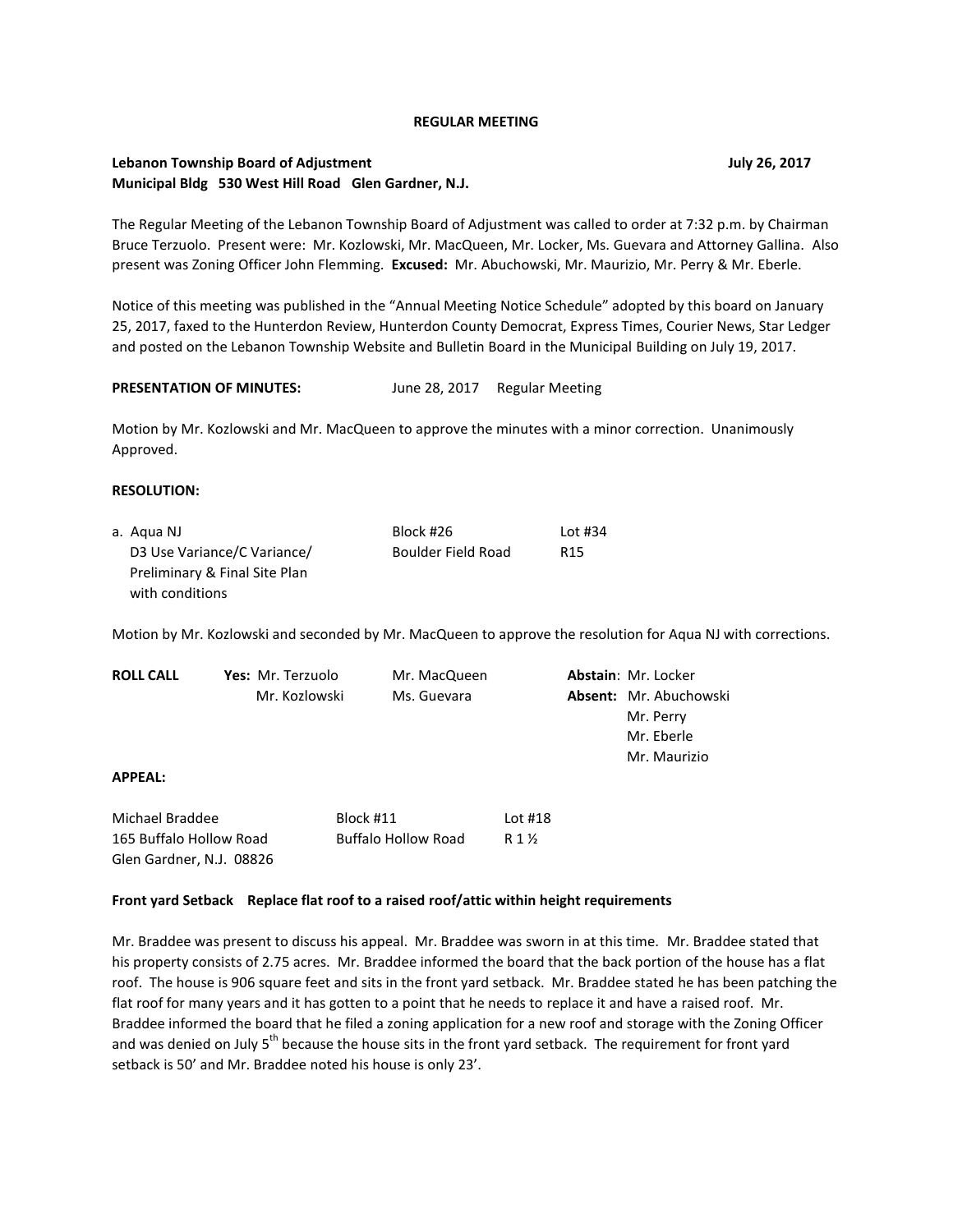**REGULAR MEETING**

**Lebanon Township Board of Adjustment** **July 26, 2017**
**Municipal Bldg 530 West Hill Road Glen Gardner, N.J.**

The Regular Meeting of the Lebanon Township Board of Adjustment was called to order at 7:32 p.m. by Chairman Bruce Terzuolo. Present were: Mr. Kozlowski, Mr. MacQueen, Mr. Locker, Ms. Guevara and Attorney Gallina. Also present was Zoning Officer John Flemming. **Excused:** Mr. Abuchowski, Mr. Maurizio, Mr. Perry & Mr. Eberle.

Notice of this meeting was published in the "Annual Meeting Notice Schedule" adopted by this board on January 25, 2017, faxed to the Hunterdon Review, Hunterdon County Democrat, Express Times, Courier News, Star Ledger and posted on the Lebanon Township Website and Bulletin Board in the Municipal Building on July 19, 2017.

**PRESENTATION OF MINUTES:** June 28, 2017 Regular Meeting

Motion by Mr. Kozlowski and Mr. MacQueen to approve the minutes with a minor correction. Unanimously Approved.

**RESOLUTION:**

| | | |
|---|---|---|
| a. Aqua NJ | Block #26 | Lot #34 |
| D3 Use Variance/C Variance/ Preliminary & Final Site Plan with conditions | Boulder Field Road | R15 |

Motion by Mr. Kozlowski and seconded by Mr. MacQueen to approve the resolution for Aqua NJ with corrections.

| | | | |
|---|---|---|---|
| **ROLL CALL** | **Yes:** Mr. Terzuolo | Mr. MacQueen | **Abstain**: Mr. Locker |
| | Mr. Kozlowski | Ms. Guevara | **Absent:** Mr. Abuchowski |
| | | | Mr. Perry |
| | | | Mr. Eberle |
| | | | Mr. Maurizio |

**APPEAL:**

| | | |
|---|---|---|
| Michael Braddee | Block #11 | Lot #18 |
| 165 Buffalo Hollow Road | Buffalo Hollow Road | R 1 ½ |
| Glen Gardner, N.J. 08826 | | |

**Front yard Setback Replace flat roof to a raised roof/attic within height requirements**

Mr. Braddee was present to discuss his appeal. Mr. Braddee was sworn in at this time. Mr. Braddee stated that his property consists of 2.75 acres. Mr. Braddee informed the board that the back portion of the house has a flat roof. The house is 906 square feet and sits in the front yard setback. Mr. Braddee stated he has been patching the flat roof for many years and it has gotten to a point that he needs to replace it and have a raised roof. Mr. Braddee informed the board that he filed a zoning application for a new roof and storage with the Zoning Officer and was denied on July 5th because the house sits in the front yard setback. The requirement for front yard setback is 50' and Mr. Braddee noted his house is only 23'.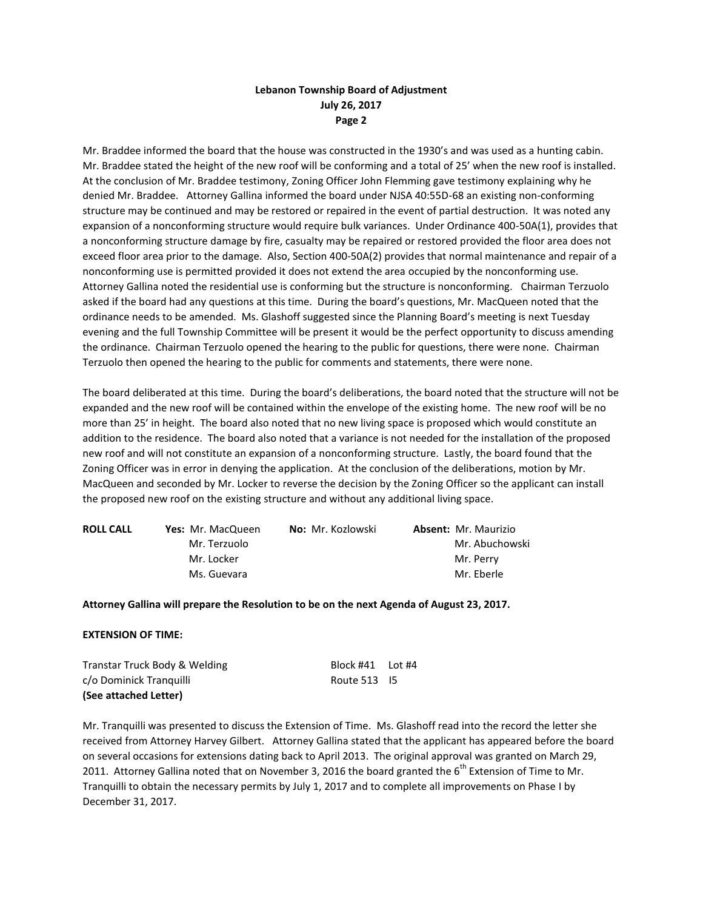Mr. Braddee informed the board that the house was constructed in the 1930's and was used as a hunting cabin. Mr. Braddee stated the height of the new roof will be conforming and a total of 25' when the new roof is installed. At the conclusion of Mr. Braddee testimony, Zoning Officer John Flemming gave testimony explaining why he denied Mr. Braddee. Attorney Gallina informed the board under NJSA 40:55D-68 an existing non-conforming structure may be continued and may be restored or repaired in the event of partial destruction. It was noted any expansion of a nonconforming structure would require bulk variances. Under Ordinance 400-50A(1), provides that a nonconforming structure damage by fire, casualty may be repaired or restored provided the floor area does not exceed floor area prior to the damage. Also, Section 400-50A(2) provides that normal maintenance and repair of a nonconforming use is permitted provided it does not extend the area occupied by the nonconforming use. Attorney Gallina noted the residential use is conforming but the structure is nonconforming. Chairman Terzuolo asked if the board had any questions at this time. During the board's questions, Mr. MacQueen noted that the ordinance needs to be amended. Ms. Glashoff suggested since the Planning Board's meeting is next Tuesday evening and the full Township Committee will be present it would be the perfect opportunity to discuss amending the ordinance. Chairman Terzuolo opened the hearing to the public for questions, there were none. Chairman Terzuolo then opened the hearing to the public for comments and statements, there were none.

The board deliberated at this time. During the board's deliberations, the board noted that the structure will not be expanded and the new roof will be contained within the envelope of the existing home. The new roof will be no more than 25' in height. The board also noted that no new living space is proposed which would constitute an addition to the residence. The board also noted that a variance is not needed for the installation of the proposed new roof and will not constitute an expansion of a nonconforming structure. Lastly, the board found that the Zoning Officer was in error in denying the application. At the conclusion of the deliberations, motion by Mr. MacQueen and seconded by Mr. Locker to reverse the decision by the Zoning Officer so the applicant can install the proposed new roof on the existing structure and without any additional living space.

| **ROLL CALL** | **Yes:** | **No:** | **Absent:** |
|---|---|---|---|
| | Mr. MacQueen | Mr. Kozlowski | Mr. Maurizio |
| | Mr. Terzuolo | | Mr. Abuchowski |
| | Mr. Locker | | Mr. Perry |
| | Ms. Guevara | | Mr. Eberle |

**Attorney Gallina will prepare the Resolution to be on the next Agenda of August 23, 2017.**

**EXTENSION OF TIME:**

| | | |
|---|---|---|
| Transtar Truck Body & Welding | Block #41 | Lot #4 |
| c/o Dominick Tranquilli | Route 513 | I5 |
| **(See attached Letter)** | | |

Mr. Tranquilli was presented to discuss the Extension of Time. Ms. Glashoff read into the record the letter she received from Attorney Harvey Gilbert. Attorney Gallina stated that the applicant has appeared before the board on several occasions for extensions dating back to April 2013. The original approval was granted on March 29, 2011. Attorney Gallina noted that on November 3, 2016 the board granted the 6th Extension of Time to Mr. Tranquilli to obtain the necessary permits by July 1, 2017 and to complete all improvements on Phase I by December 31, 2017.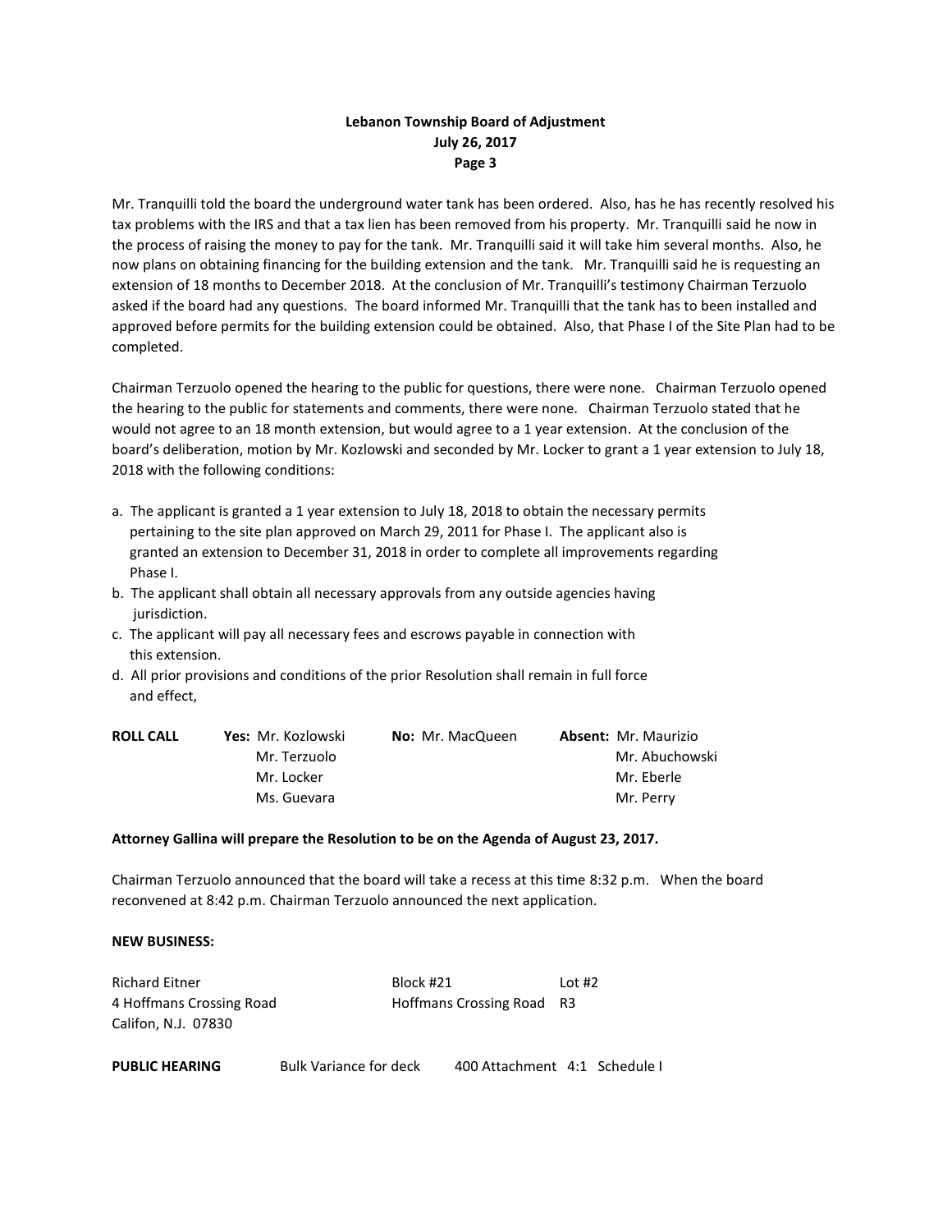Mr. Tranquilli told the board the underground water tank has been ordered. Also, has he has recently resolved his tax problems with the IRS and that a tax lien has been removed from his property. Mr. Tranquilli said he now in the process of raising the money to pay for the tank. Mr. Tranquilli said it will take him several months. Also, he now plans on obtaining financing for the building extension and the tank. Mr. Tranquilli said he is requesting an extension of 18 months to December 2018. At the conclusion of Mr. Tranquilli's testimony Chairman Terzuolo asked if the board had any questions. The board informed Mr. Tranquilli that the tank has to been installed and approved before permits for the building extension could be obtained. Also, that Phase I of the Site Plan had to be completed.

Chairman Terzuolo opened the hearing to the public for questions, there were none. Chairman Terzuolo opened the hearing to the public for statements and comments, there were none. Chairman Terzuolo stated that he would not agree to an 18 month extension, but would agree to a 1 year extension. At the conclusion of the board's deliberation, motion by Mr. Kozlowski and seconded by Mr. Locker to grant a 1 year extension to July 18, 2018 with the following conditions:

a. The applicant is granted a 1 year extension to July 18, 2018 to obtain the necessary permits pertaining to the site plan approved on March 29, 2011 for Phase I. The applicant also is granted an extension to December 31, 2018 in order to complete all improvements regarding Phase I.
b. The applicant shall obtain all necessary approvals from any outside agencies having jurisdiction.
c. The applicant will pay all necessary fees and escrows payable in connection with this extension.
d. All prior provisions and conditions of the prior Resolution shall remain in full force and effect,

| **ROLL CALL** | **Yes:** | **No:** | **Absent:** |
|---|---|---|---|
| | Mr. Kozlowski | Mr. MacQueen | Mr. Maurizio |
| | Mr. Terzuolo | | Mr. Abuchowski |
| | Mr. Locker | | Mr. Eberle |
| | Ms. Guevara | | Mr. Perry |

**Attorney Gallina will prepare the Resolution to be on the Agenda of August 23, 2017.**

Chairman Terzuolo announced that the board will take a recess at this time 8:32 p.m. When the board reconvened at 8:42 p.m. Chairman Terzuolo announced the next application.

**NEW BUSINESS:**

| | | |
|---|---|---|
| Richard Eitner | Block #21 | Lot #2 |
| 4 Hoffmans Crossing Road | Hoffmans Crossing Road | R3 |
| Califon, N.J. 07830 | | |

**PUBLIC HEARING** Bulk Variance for deck 400 Attachment 4:1 Schedule I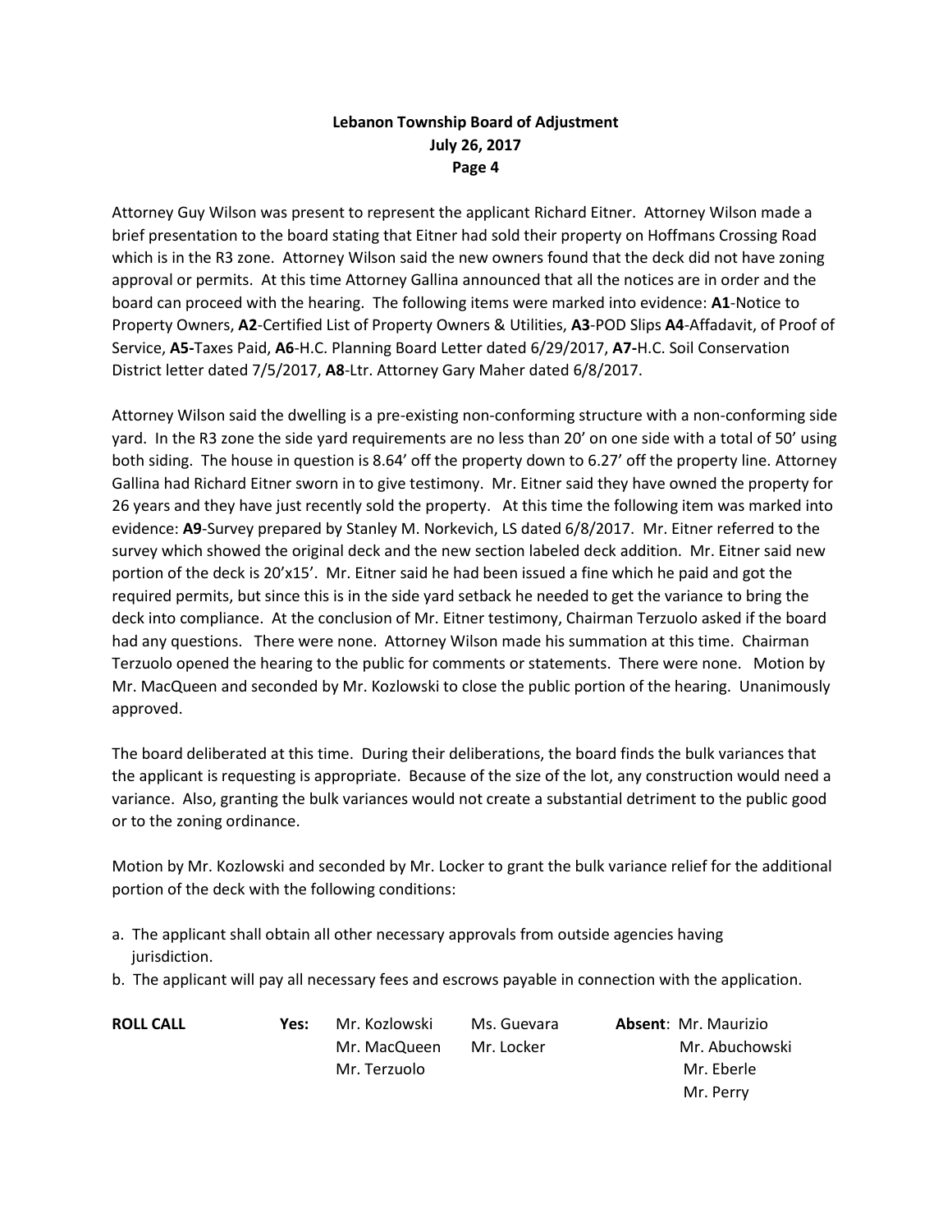Attorney Guy Wilson was present to represent the applicant Richard Eitner. Attorney Wilson made a brief presentation to the board stating that Eitner had sold their property on Hoffmans Crossing Road which is in the R3 zone. Attorney Wilson said the new owners found that the deck did not have zoning approval or permits. At this time Attorney Gallina announced that all the notices are in order and the board can proceed with the hearing. The following items were marked into evidence: **A1**-Notice to Property Owners, **A2**-Certified List of Property Owners & Utilities, **A3**-POD Slips **A4**-Affadavit, of Proof of Service, **A5-**Taxes Paid, **A6**-H.C. Planning Board Letter dated 6/29/2017, **A7-**H.C. Soil Conservation District letter dated 7/5/2017, **A8**-Ltr. Attorney Gary Maher dated 6/8/2017.

Attorney Wilson said the dwelling is a pre-existing non-conforming structure with a non-conforming side yard. In the R3 zone the side yard requirements are no less than 20' on one side with a total of 50' using both siding. The house in question is 8.64' off the property down to 6.27' off the property line. Attorney Gallina had Richard Eitner sworn in to give testimony. Mr. Eitner said they have owned the property for 26 years and they have just recently sold the property. At this time the following item was marked into evidence: **A9**-Survey prepared by Stanley M. Norkevich, LS dated 6/8/2017. Mr. Eitner referred to the survey which showed the original deck and the new section labeled deck addition. Mr. Eitner said new portion of the deck is 20'x15'. Mr. Eitner said he had been issued a fine which he paid and got the required permits, but since this is in the side yard setback he needed to get the variance to bring the deck into compliance. At the conclusion of Mr. Eitner testimony, Chairman Terzuolo asked if the board had any questions. There were none. Attorney Wilson made his summation at this time. Chairman Terzuolo opened the hearing to the public for comments or statements. There were none. Motion by Mr. MacQueen and seconded by Mr. Kozlowski to close the public portion of the hearing. Unanimously approved.

The board deliberated at this time. During their deliberations, the board finds the bulk variances that the applicant is requesting is appropriate. Because of the size of the lot, any construction would need a variance. Also, granting the bulk variances would not create a substantial detriment to the public good or to the zoning ordinance.

Motion by Mr. Kozlowski and seconded by Mr. Locker to grant the bulk variance relief for the additional portion of the deck with the following conditions:

a. The applicant shall obtain all other necessary approvals from outside agencies having jurisdiction.
b. The applicant will pay all necessary fees and escrows payable in connection with the application.

| **ROLL CALL** | **Yes:** | Mr. Kozlowski | Ms. Guevara | **Absent**: Mr. Maurizio |
|---|---|---|---|---|
| | | Mr. MacQueen | Mr. Locker | Mr. Abuchowski |
| | | Mr. Terzuolo | | Mr. Eberle |
| | | | | Mr. Perry |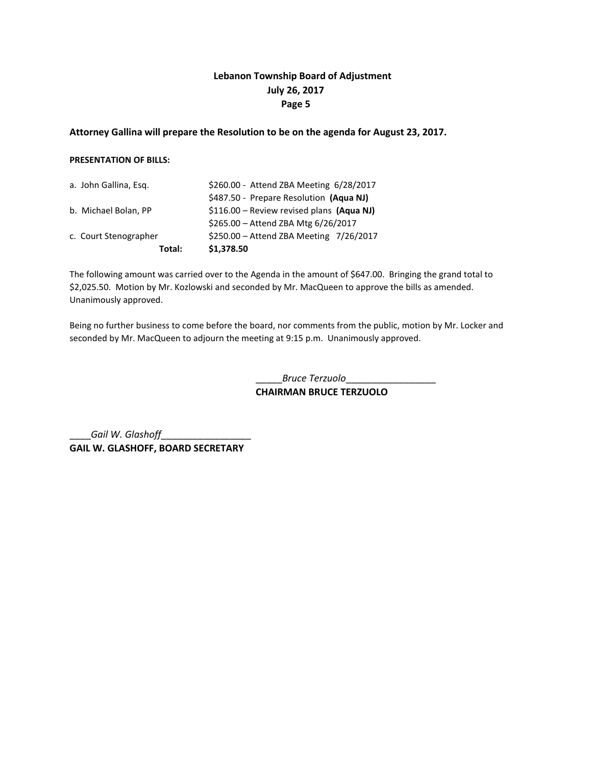**Lebanon Township Board of Adjustment**
**July 26, 2017**

**Attorney Gallina will prepare the Resolution to be on the agenda for August 23, 2017.**

**PRESENTATION OF BILLS:**

| | |
|---|---|
| a. John Gallina, Esq. | $260.00 - Attend ZBA Meeting 6/28/2017 |
| | $487.50 - Prepare Resolution **(Aqua NJ)** |
| b. Michael Bolan, PP | $116.00 – Review revised plans **(Aqua NJ)** |
| | $265.00 – Attend ZBA Mtg 6/26/2017 |
| c. Court Stenographer | $250.00 – Attend ZBA Meeting 7/26/2017 |
| **Total:** | **$1,378.50** |

The following amount was carried over to the Agenda in the amount of $647.00. Bringing the grand total to $2,025.50. Motion by Mr. Kozlowski and seconded by Mr. MacQueen to approve the bills as amended. Unanimously approved.

Being no further business to come before the board, nor comments from the public, motion by Mr. Locker and seconded by Mr. MacQueen to adjourn the meeting at 9:15 p.m. Unanimously approved.

_____*Bruce Terzuolo*_________________
**CHAIRMAN BRUCE TERZUOLO**

____*Gail W. Glashoff*_________________
**GAIL W. GLASHOFF, BOARD SECRETARY**